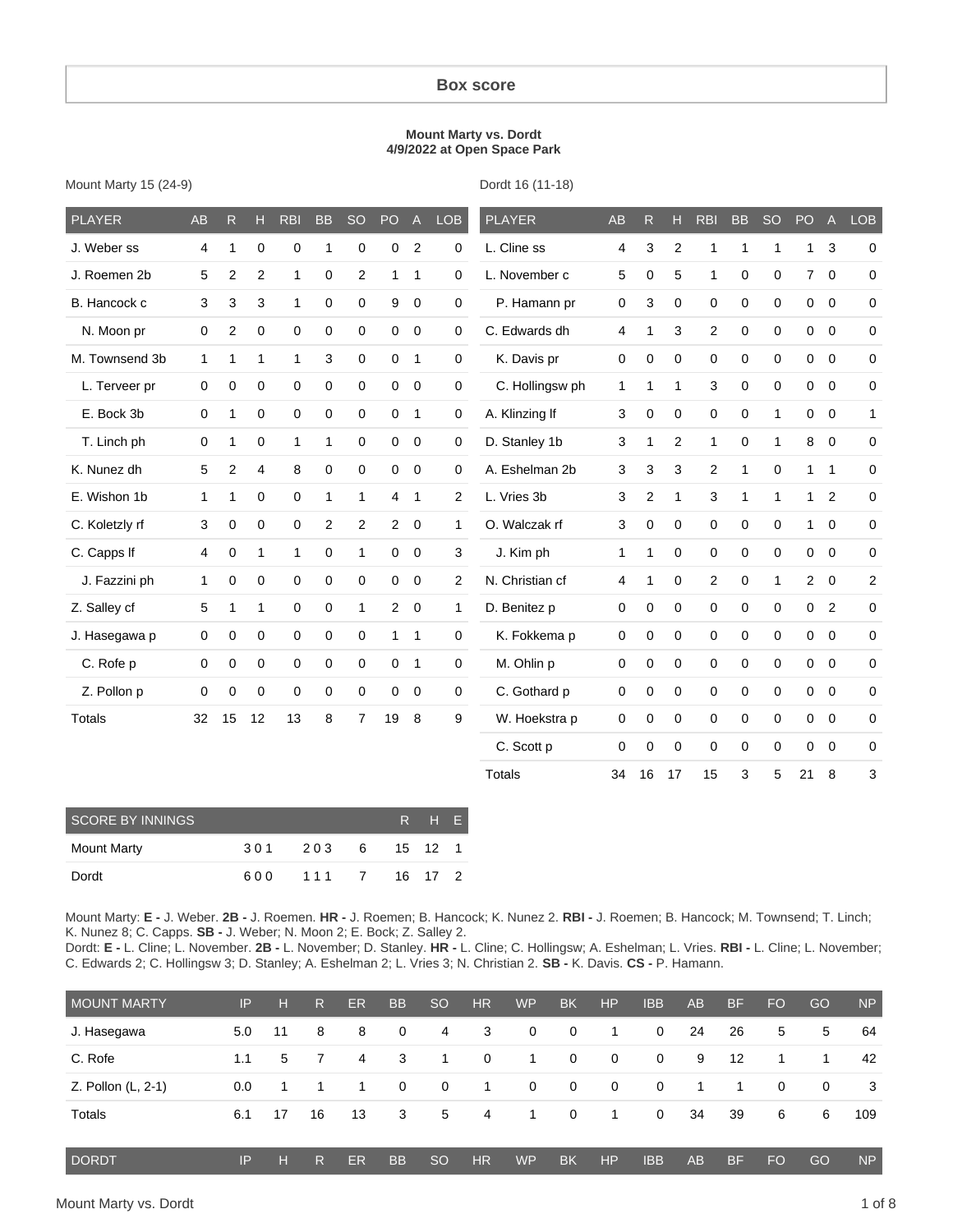## Box score

**Mount Marty vs. Dordt**
**4/9/2022 at Open Space Park**

Mount Marty 15 (24-9)

| PLAYER | AB | R | H | RBI | BB | SO | PO | A | LOB |
|---|---|---|---|---|---|---|---|---|---|
| J. Weber ss | 4 | 1 | 0 | 0 | 1 | 0 | 0 | 2 | 0 |
| J. Roemen 2b | 5 | 2 | 2 | 1 | 0 | 2 | 1 | 1 | 0 |
| B. Hancock c | 3 | 3 | 3 | 1 | 0 | 0 | 9 | 0 | 0 |
| N. Moon pr | 0 | 2 | 0 | 0 | 0 | 0 | 0 | 0 | 0 |
| M. Townsend 3b | 1 | 1 | 1 | 1 | 3 | 0 | 0 | 1 | 0 |
| L. Terveer pr | 0 | 0 | 0 | 0 | 0 | 0 | 0 | 0 | 0 |
| E. Bock 3b | 0 | 1 | 0 | 0 | 0 | 0 | 0 | 1 | 0 |
| T. Linch ph | 0 | 1 | 0 | 1 | 1 | 0 | 0 | 0 | 0 |
| K. Nunez dh | 5 | 2 | 4 | 8 | 0 | 0 | 0 | 0 | 0 |
| E. Wishon 1b | 1 | 1 | 0 | 0 | 1 | 1 | 4 | 1 | 2 |
| C. Koletzly rf | 3 | 0 | 0 | 0 | 2 | 2 | 2 | 0 | 1 |
| C. Capps lf | 4 | 0 | 1 | 1 | 0 | 1 | 0 | 0 | 3 |
| J. Fazzini ph | 1 | 0 | 0 | 0 | 0 | 0 | 0 | 0 | 2 |
| Z. Salley cf | 5 | 1 | 1 | 0 | 0 | 1 | 2 | 0 | 1 |
| J. Hasegawa p | 0 | 0 | 0 | 0 | 0 | 0 | 1 | 1 | 0 |
| C. Rofe p | 0 | 0 | 0 | 0 | 0 | 0 | 0 | 1 | 0 |
| Z. Pollon p | 0 | 0 | 0 | 0 | 0 | 0 | 0 | 0 | 0 |
| Totals | 32 | 15 | 12 | 13 | 8 | 7 | 19 | 8 | 9 |

Dordt 16 (11-18)

| PLAYER | AB | R | H | RBI | BB | SO | PO | A | LOB |
|---|---|---|---|---|---|---|---|---|---|
| L. Cline ss | 4 | 3 | 2 | 1 | 1 | 1 | 1 | 3 | 0 |
| L. November c | 5 | 0 | 5 | 1 | 0 | 0 | 7 | 0 | 0 |
| P. Hamann pr | 0 | 3 | 0 | 0 | 0 | 0 | 0 | 0 | 0 |
| C. Edwards dh | 4 | 1 | 3 | 2 | 0 | 0 | 0 | 0 | 0 |
| K. Davis pr | 0 | 0 | 0 | 0 | 0 | 0 | 0 | 0 | 0 |
| C. Hollingsw ph | 1 | 1 | 1 | 3 | 0 | 0 | 0 | 0 | 0 |
| A. Klinzing lf | 3 | 0 | 0 | 0 | 0 | 1 | 0 | 0 | 1 |
| D. Stanley 1b | 3 | 1 | 2 | 1 | 0 | 1 | 8 | 0 | 0 |
| A. Eshelman 2b | 3 | 3 | 3 | 2 | 1 | 0 | 1 | 1 | 0 |
| L. Vries 3b | 3 | 2 | 1 | 3 | 1 | 1 | 1 | 2 | 0 |
| O. Walczak rf | 3 | 0 | 0 | 0 | 0 | 0 | 1 | 0 | 0 |
| J. Kim ph | 1 | 1 | 0 | 0 | 0 | 0 | 0 | 0 | 0 |
| N. Christian cf | 4 | 1 | 0 | 2 | 0 | 1 | 2 | 0 | 2 |
| D. Benitez p | 0 | 0 | 0 | 0 | 0 | 0 | 0 | 2 | 0 |
| K. Fokkema p | 0 | 0 | 0 | 0 | 0 | 0 | 0 | 0 | 0 |
| M. Ohlin p | 0 | 0 | 0 | 0 | 0 | 0 | 0 | 0 | 0 |
| C. Gothard p | 0 | 0 | 0 | 0 | 0 | 0 | 0 | 0 | 0 |
| W. Hoekstra p | 0 | 0 | 0 | 0 | 0 | 0 | 0 | 0 | 0 |
| C. Scott p | 0 | 0 | 0 | 0 | 0 | 0 | 0 | 0 | 0 |
| Totals | 34 | 16 | 17 | 15 | 3 | 5 | 21 | 8 | 3 |

| SCORE BY INNINGS | | | | R | H | E |
|---|---|---|---|---|---|---|
| Mount Marty | 3 0 1 | 2 0 3 | 6 | 15 | 12 | 1 |
| Dordt | 6 0 0 | 1 1 1 | 7 | 16 | 17 | 2 |

Mount Marty: **E -** J. Weber. **2B -** J. Roemen. **HR -** J. Roemen; B. Hancock; K. Nunez 2. **RBI -** J. Roemen; B. Hancock; M. Townsend; T. Linch; K. Nunez 8; C. Capps. **SB -** J. Weber; N. Moon 2; E. Bock; Z. Salley 2.

Dordt: **E -** L. Cline; L. November. **2B -** L. November; D. Stanley. **HR -** L. Cline; C. Hollingsw; A. Eshelman; L. Vries. **RBI -** L. Cline; L. November; C. Edwards 2; C. Hollingsw 3; D. Stanley; A. Eshelman 2; L. Vries 3; N. Christian 2. **SB -** K. Davis. **CS -** P. Hamann.

| MOUNT MARTY | IP | H | R | ER | BB | SO | HR | WP | BK | HP | IBB | AB | BF | FO | GO | NP |
|---|---|---|---|---|---|---|---|---|---|---|---|---|---|---|---|---|
| J. Hasegawa | 5.0 | 11 | 8 | 8 | 0 | 4 | 3 | 0 | 0 | 1 | 0 | 24 | 26 | 5 | 5 | 64 |
| C. Rofe | 1.1 | 5 | 7 | 4 | 3 | 1 | 0 | 1 | 0 | 0 | 0 | 9 | 12 | 1 | 1 | 42 |
| Z. Pollon (L, 2-1) | 0.0 | 1 | 1 | 1 | 0 | 0 | 1 | 0 | 0 | 0 | 0 | 1 | 1 | 0 | 0 | 3 |
| Totals | 6.1 | 17 | 16 | 13 | 3 | 5 | 4 | 1 | 0 | 1 | 0 | 34 | 39 | 6 | 6 | 109 |

| DORDT | IP | H | R | ER | BB | SO | HR | WP | BK | HP | IBB | AB | BF | FO | GO | NP |
|---|---|---|---|---|---|---|---|---|---|---|---|---|---|---|---|---|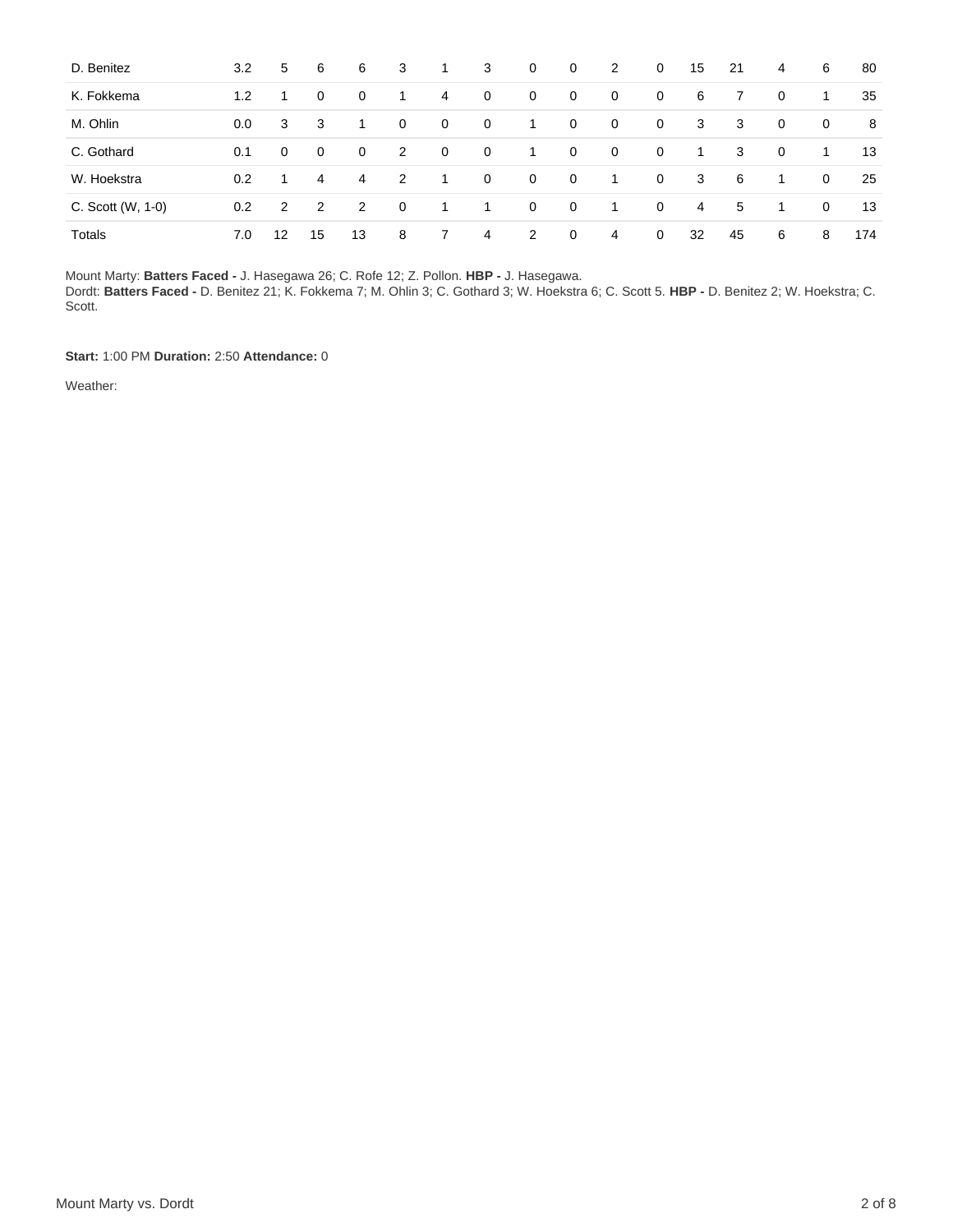|  |  |  |  |  |  |  |  |  |  |  |  |  |  |  |  |  |
|---|---|---|---|---|---|---|---|---|---|---|---|---|---|---|---|---|
| D. Benitez | 3.2 | 5 | 6 | 6 | 3 | 1 | 3 | 0 | 0 | 2 | 0 | 15 | 21 | 4 | 6 | 80 |
| K. Fokkema | 1.2 | 1 | 0 | 0 | 1 | 4 | 0 | 0 | 0 | 0 | 0 | 6 | 7 | 0 | 1 | 35 |
| M. Ohlin | 0.0 | 3 | 3 | 1 | 0 | 0 | 0 | 1 | 0 | 0 | 0 | 3 | 3 | 0 | 0 | 8 |
| C. Gothard | 0.1 | 0 | 0 | 0 | 2 | 0 | 0 | 1 | 0 | 0 | 0 | 1 | 3 | 0 | 1 | 13 |
| W. Hoekstra | 0.2 | 1 | 4 | 4 | 2 | 1 | 0 | 0 | 0 | 1 | 0 | 3 | 6 | 1 | 0 | 25 |
| C. Scott (W, 1-0) | 0.2 | 2 | 2 | 2 | 0 | 1 | 1 | 0 | 0 | 1 | 0 | 4 | 5 | 1 | 0 | 13 |
| Totals | 7.0 | 12 | 15 | 13 | 8 | 7 | 4 | 2 | 0 | 4 | 0 | 32 | 45 | 6 | 8 | 174 |

Mount Marty: **Batters Faced -** J. Hasegawa 26; C. Rofe 12; Z. Pollon. **HBP -** J. Hasegawa.
Dordt: **Batters Faced -** D. Benitez 21; K. Fokkema 7; M. Ohlin 3; C. Gothard 3; W. Hoekstra 6; C. Scott 5. **HBP -** D. Benitez 2; W. Hoekstra; C. Scott.

**Start:** 1:00 PM **Duration:** 2:50 **Attendance:** 0

Weather: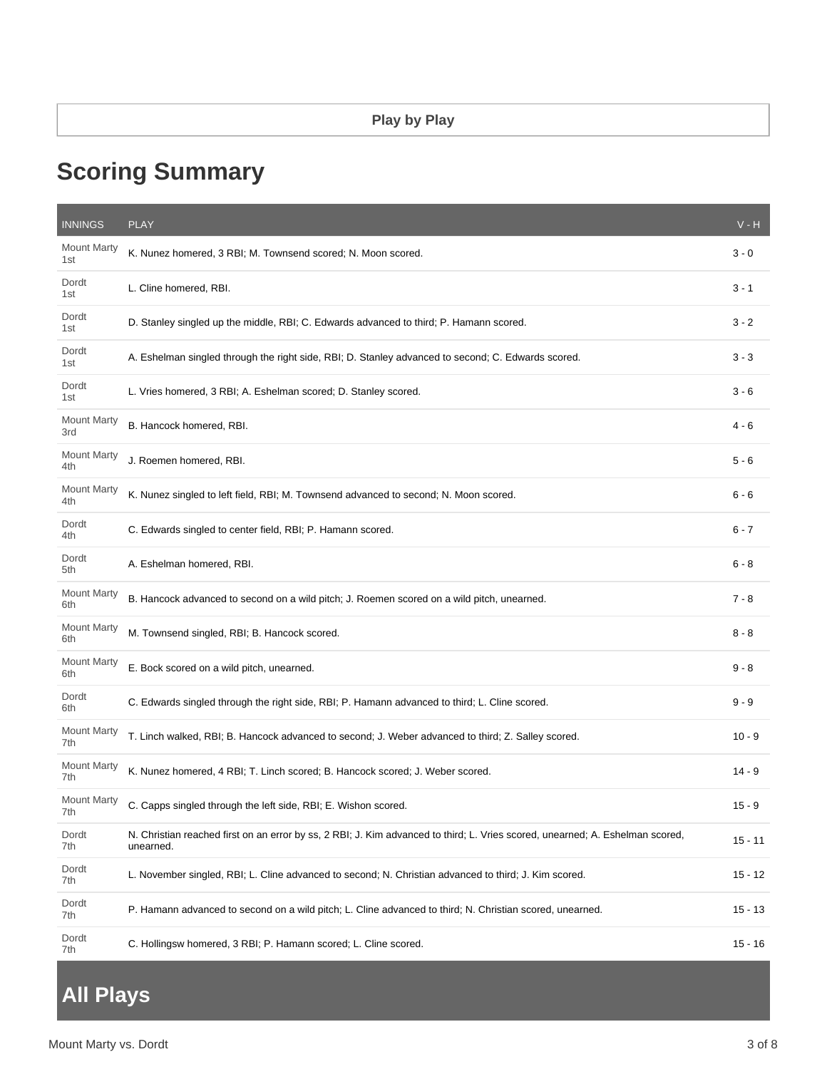**Play by Play**

## Scoring Summary

| INNINGS | PLAY | V - H |
| --- | --- | --- |
| Mount Marty 1st | K. Nunez homered, 3 RBI; M. Townsend scored; N. Moon scored. | 3 - 0 |
| Dordt 1st | L. Cline homered, RBI. | 3 - 1 |
| Dordt 1st | D. Stanley singled up the middle, RBI; C. Edwards advanced to third; P. Hamann scored. | 3 - 2 |
| Dordt 1st | A. Eshelman singled through the right side, RBI; D. Stanley advanced to second; C. Edwards scored. | 3 - 3 |
| Dordt 1st | L. Vries homered, 3 RBI; A. Eshelman scored; D. Stanley scored. | 3 - 6 |
| Mount Marty 3rd | B. Hancock homered, RBI. | 4 - 6 |
| Mount Marty 4th | J. Roemen homered, RBI. | 5 - 6 |
| Mount Marty 4th | K. Nunez singled to left field, RBI; M. Townsend advanced to second; N. Moon scored. | 6 - 6 |
| Dordt 4th | C. Edwards singled to center field, RBI; P. Hamann scored. | 6 - 7 |
| Dordt 5th | A. Eshelman homered, RBI. | 6 - 8 |
| Mount Marty 6th | B. Hancock advanced to second on a wild pitch; J. Roemen scored on a wild pitch, unearned. | 7 - 8 |
| Mount Marty 6th | M. Townsend singled, RBI; B. Hancock scored. | 8 - 8 |
| Mount Marty 6th | E. Bock scored on a wild pitch, unearned. | 9 - 8 |
| Dordt 6th | C. Edwards singled through the right side, RBI; P. Hamann advanced to third; L. Cline scored. | 9 - 9 |
| Mount Marty 7th | T. Linch walked, RBI; B. Hancock advanced to second; J. Weber advanced to third; Z. Salley scored. | 10 - 9 |
| Mount Marty 7th | K. Nunez homered, 4 RBI; T. Linch scored; B. Hancock scored; J. Weber scored. | 14 - 9 |
| Mount Marty 7th | C. Capps singled through the left side, RBI; E. Wishon scored. | 15 - 9 |
| Dordt 7th | N. Christian reached first on an error by ss, 2 RBI; J. Kim advanced to third; L. Vries scored, unearned; A. Eshelman scored, unearned. | 15 - 11 |
| Dordt 7th | L. November singled, RBI; L. Cline advanced to second; N. Christian advanced to third; J. Kim scored. | 15 - 12 |
| Dordt 7th | P. Hamann advanced to second on a wild pitch; L. Cline advanced to third; N. Christian scored, unearned. | 15 - 13 |
| Dordt 7th | C. Hollingsw homered, 3 RBI; P. Hamann scored; L. Cline scored. | 15 - 16 |

## All Plays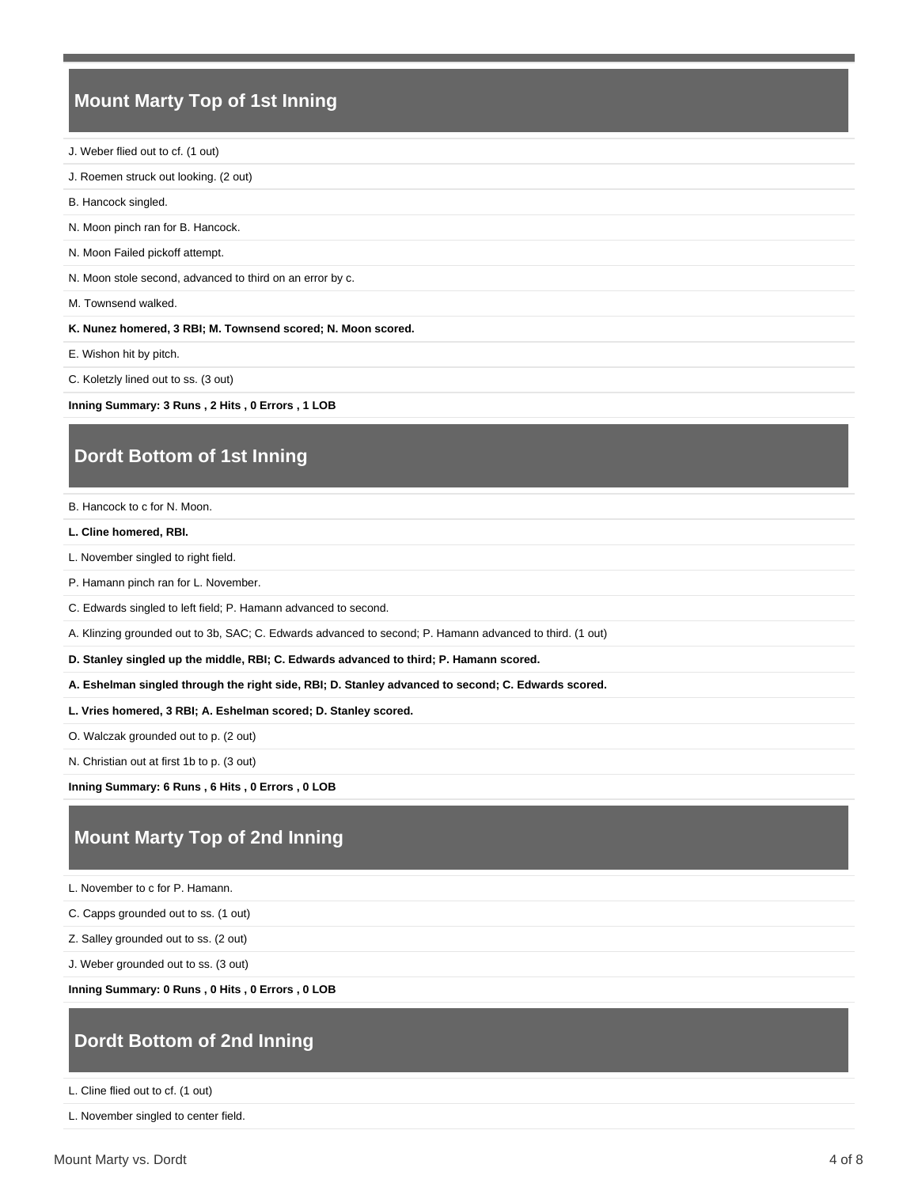## Mount Marty Top of 1st Inning

J. Weber flied out to cf. (1 out)

J. Roemen struck out looking. (2 out)

B. Hancock singled.

N. Moon pinch ran for B. Hancock.

N. Moon Failed pickoff attempt.

N. Moon stole second, advanced to third on an error by c.

M. Townsend walked.

**K. Nunez homered, 3 RBI; M. Townsend scored; N. Moon scored.**

E. Wishon hit by pitch.

C. Koletzly lined out to ss. (3 out)

**Inning Summary: 3 Runs , 2 Hits , 0 Errors , 1 LOB**

## Dordt Bottom of 1st Inning

B. Hancock to c for N. Moon.

**L. Cline homered, RBI.**

L. November singled to right field.

P. Hamann pinch ran for L. November.

C. Edwards singled to left field; P. Hamann advanced to second.

A. Klinzing grounded out to 3b, SAC; C. Edwards advanced to second; P. Hamann advanced to third. (1 out)

**D. Stanley singled up the middle, RBI; C. Edwards advanced to third; P. Hamann scored.**

**A. Eshelman singled through the right side, RBI; D. Stanley advanced to second; C. Edwards scored.**

**L. Vries homered, 3 RBI; A. Eshelman scored; D. Stanley scored.**

O. Walczak grounded out to p. (2 out)

N. Christian out at first 1b to p. (3 out)

**Inning Summary: 6 Runs , 6 Hits , 0 Errors , 0 LOB**

## Mount Marty Top of 2nd Inning

L. November to c for P. Hamann.

C. Capps grounded out to ss. (1 out)

Z. Salley grounded out to ss. (2 out)

J. Weber grounded out to ss. (3 out)

**Inning Summary: 0 Runs , 0 Hits , 0 Errors , 0 LOB**

## Dordt Bottom of 2nd Inning

L. Cline flied out to cf. (1 out)

L. November singled to center field.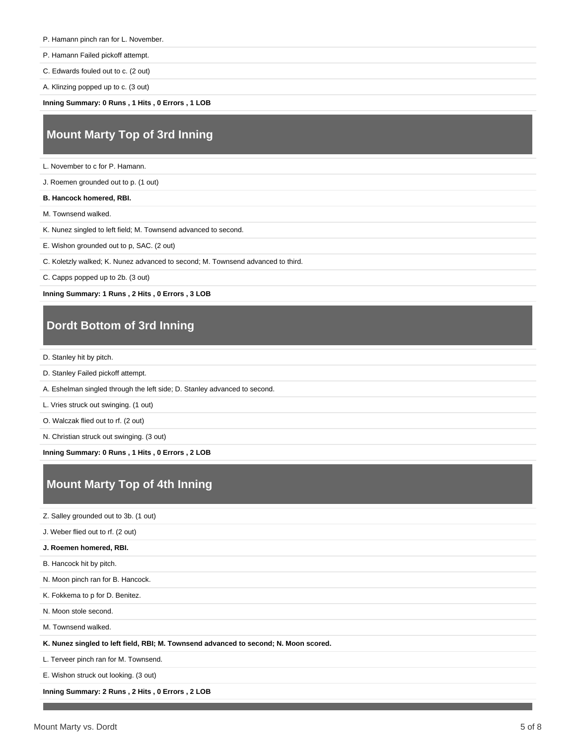P. Hamann pinch ran for L. November.

P. Hamann Failed pickoff attempt.

C. Edwards fouled out to c. (2 out)

A. Klinzing popped up to c. (3 out)

**Inning Summary: 0 Runs , 1 Hits , 0 Errors , 1 LOB**

## Mount Marty Top of 3rd Inning

L. November to c for P. Hamann.

J. Roemen grounded out to p. (1 out)

**B. Hancock homered, RBI.**

M. Townsend walked.

K. Nunez singled to left field; M. Townsend advanced to second.

E. Wishon grounded out to p, SAC. (2 out)

C. Koletzly walked; K. Nunez advanced to second; M. Townsend advanced to third.

C. Capps popped up to 2b. (3 out)

**Inning Summary: 1 Runs , 2 Hits , 0 Errors , 3 LOB**

## Dordt Bottom of 3rd Inning

D. Stanley hit by pitch.

D. Stanley Failed pickoff attempt.

A. Eshelman singled through the left side; D. Stanley advanced to second.

L. Vries struck out swinging. (1 out)

O. Walczak flied out to rf. (2 out)

N. Christian struck out swinging. (3 out)

**Inning Summary: 0 Runs , 1 Hits , 0 Errors , 2 LOB**

## Mount Marty Top of 4th Inning

Z. Salley grounded out to 3b. (1 out)

J. Weber flied out to rf. (2 out)

**J. Roemen homered, RBI.**

B. Hancock hit by pitch.

N. Moon pinch ran for B. Hancock.

K. Fokkema to p for D. Benitez.

N. Moon stole second.

M. Townsend walked.

**K. Nunez singled to left field, RBI; M. Townsend advanced to second; N. Moon scored.**

L. Terveer pinch ran for M. Townsend.

E. Wishon struck out looking. (3 out)

**Inning Summary: 2 Runs , 2 Hits , 0 Errors , 2 LOB**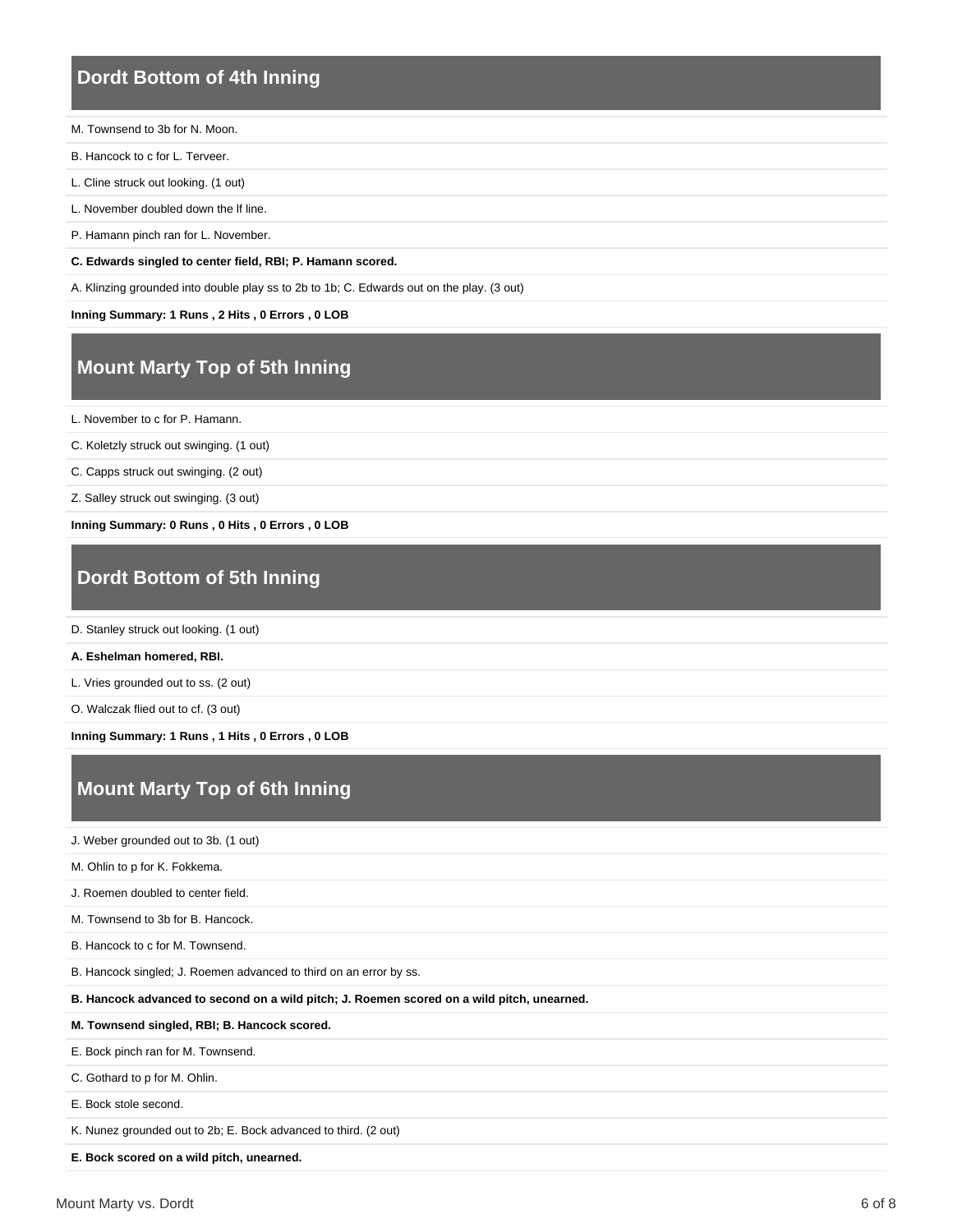## Dordt Bottom of 4th Inning

M. Townsend to 3b for N. Moon.

B. Hancock to c for L. Terveer.

L. Cline struck out looking. (1 out)

L. November doubled down the lf line.

P. Hamann pinch ran for L. November.

**C. Edwards singled to center field, RBI; P. Hamann scored.**

A. Klinzing grounded into double play ss to 2b to 1b; C. Edwards out on the play. (3 out)

**Inning Summary: 1 Runs , 2 Hits , 0 Errors , 0 LOB**

## Mount Marty Top of 5th Inning

L. November to c for P. Hamann.

C. Koletzly struck out swinging. (1 out)

C. Capps struck out swinging. (2 out)

Z. Salley struck out swinging. (3 out)

**Inning Summary: 0 Runs , 0 Hits , 0 Errors , 0 LOB**

## Dordt Bottom of 5th Inning

D. Stanley struck out looking. (1 out)

**A. Eshelman homered, RBI.**

L. Vries grounded out to ss. (2 out)

O. Walczak flied out to cf. (3 out)

**Inning Summary: 1 Runs , 1 Hits , 0 Errors , 0 LOB**

## Mount Marty Top of 6th Inning

J. Weber grounded out to 3b. (1 out)

M. Ohlin to p for K. Fokkema.

J. Roemen doubled to center field.

M. Townsend to 3b for B. Hancock.

B. Hancock to c for M. Townsend.

B. Hancock singled; J. Roemen advanced to third on an error by ss.

**B. Hancock advanced to second on a wild pitch; J. Roemen scored on a wild pitch, unearned.**

**M. Townsend singled, RBI; B. Hancock scored.**

E. Bock pinch ran for M. Townsend.

C. Gothard to p for M. Ohlin.

E. Bock stole second.

K. Nunez grounded out to 2b; E. Bock advanced to third. (2 out)

**E. Bock scored on a wild pitch, unearned.**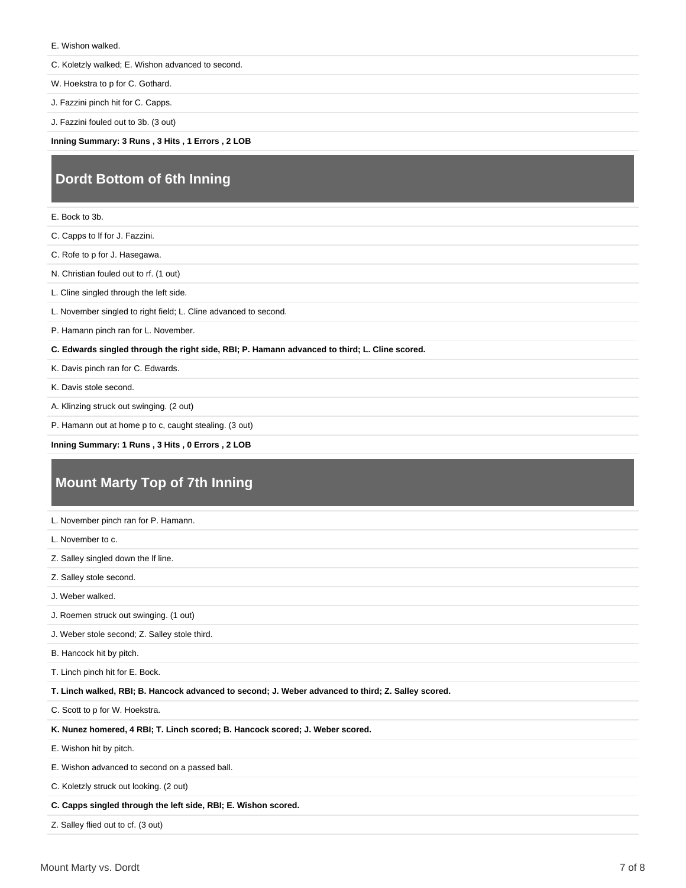E. Wishon walked.

C. Koletzly walked; E. Wishon advanced to second.

W. Hoekstra to p for C. Gothard.

J. Fazzini pinch hit for C. Capps.

J. Fazzini fouled out to 3b. (3 out)

**Inning Summary: 3 Runs , 3 Hits , 1 Errors , 2 LOB**

## Dordt Bottom of 6th Inning

E. Bock to 3b.

C. Capps to lf for J. Fazzini.

C. Rofe to p for J. Hasegawa.

N. Christian fouled out to rf. (1 out)

L. Cline singled through the left side.

L. November singled to right field; L. Cline advanced to second.

P. Hamann pinch ran for L. November.

**C. Edwards singled through the right side, RBI; P. Hamann advanced to third; L. Cline scored.**

K. Davis pinch ran for C. Edwards.

K. Davis stole second.

A. Klinzing struck out swinging. (2 out)

P. Hamann out at home p to c, caught stealing. (3 out)

**Inning Summary: 1 Runs , 3 Hits , 0 Errors , 2 LOB**

## Mount Marty Top of 7th Inning

L. November pinch ran for P. Hamann.

L. November to c.

Z. Salley singled down the lf line.

Z. Salley stole second.

J. Weber walked.

J. Roemen struck out swinging. (1 out)

J. Weber stole second; Z. Salley stole third.

B. Hancock hit by pitch.

T. Linch pinch hit for E. Bock.

**T. Linch walked, RBI; B. Hancock advanced to second; J. Weber advanced to third; Z. Salley scored.**

C. Scott to p for W. Hoekstra.

**K. Nunez homered, 4 RBI; T. Linch scored; B. Hancock scored; J. Weber scored.**

E. Wishon hit by pitch.

E. Wishon advanced to second on a passed ball.

C. Koletzly struck out looking. (2 out)

**C. Capps singled through the left side, RBI; E. Wishon scored.**

Z. Salley flied out to cf. (3 out)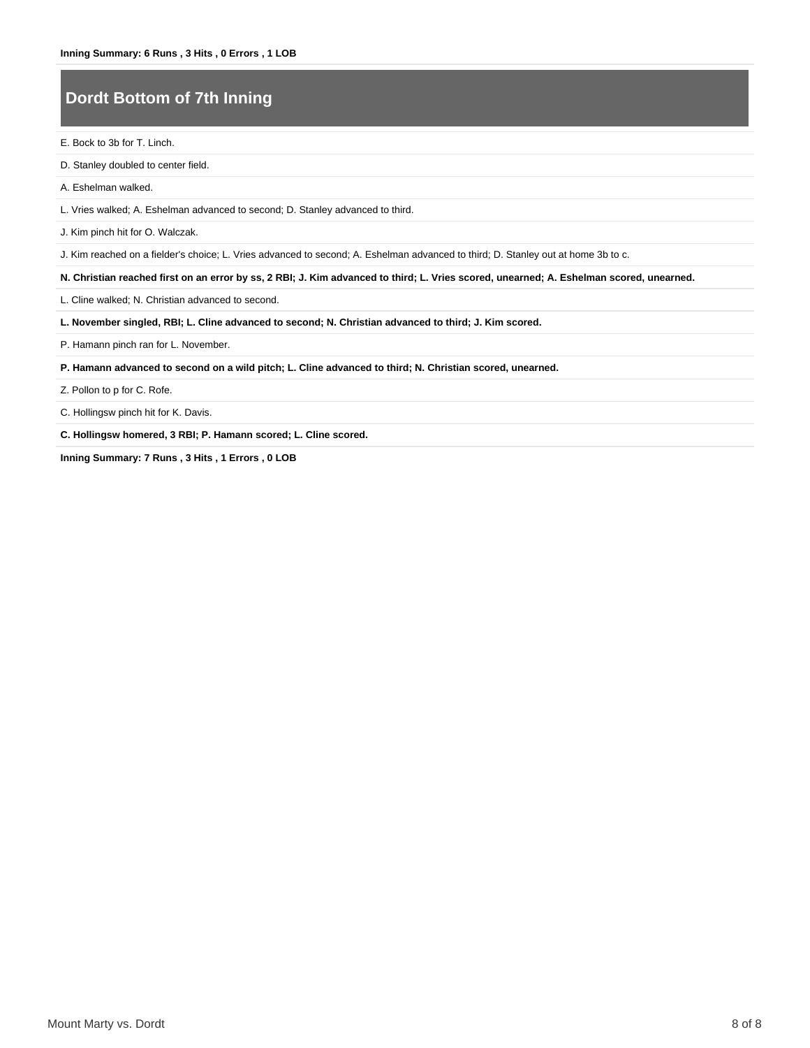**Inning Summary: 6 Runs , 3 Hits , 0 Errors , 1 LOB**

## Dordt Bottom of 7th Inning

E. Bock to 3b for T. Linch.

D. Stanley doubled to center field.

A. Eshelman walked.

L. Vries walked; A. Eshelman advanced to second; D. Stanley advanced to third.

J. Kim pinch hit for O. Walczak.

J. Kim reached on a fielder's choice; L. Vries advanced to second; A. Eshelman advanced to third; D. Stanley out at home 3b to c.

**N. Christian reached first on an error by ss, 2 RBI; J. Kim advanced to third; L. Vries scored, unearned; A. Eshelman scored, unearned.**

L. Cline walked; N. Christian advanced to second.

**L. November singled, RBI; L. Cline advanced to second; N. Christian advanced to third; J. Kim scored.**

P. Hamann pinch ran for L. November.

**P. Hamann advanced to second on a wild pitch; L. Cline advanced to third; N. Christian scored, unearned.**

Z. Pollon to p for C. Rofe.

C. Hollingsw pinch hit for K. Davis.

**C. Hollingsw homered, 3 RBI; P. Hamann scored; L. Cline scored.**

**Inning Summary: 7 Runs , 3 Hits , 1 Errors , 0 LOB**